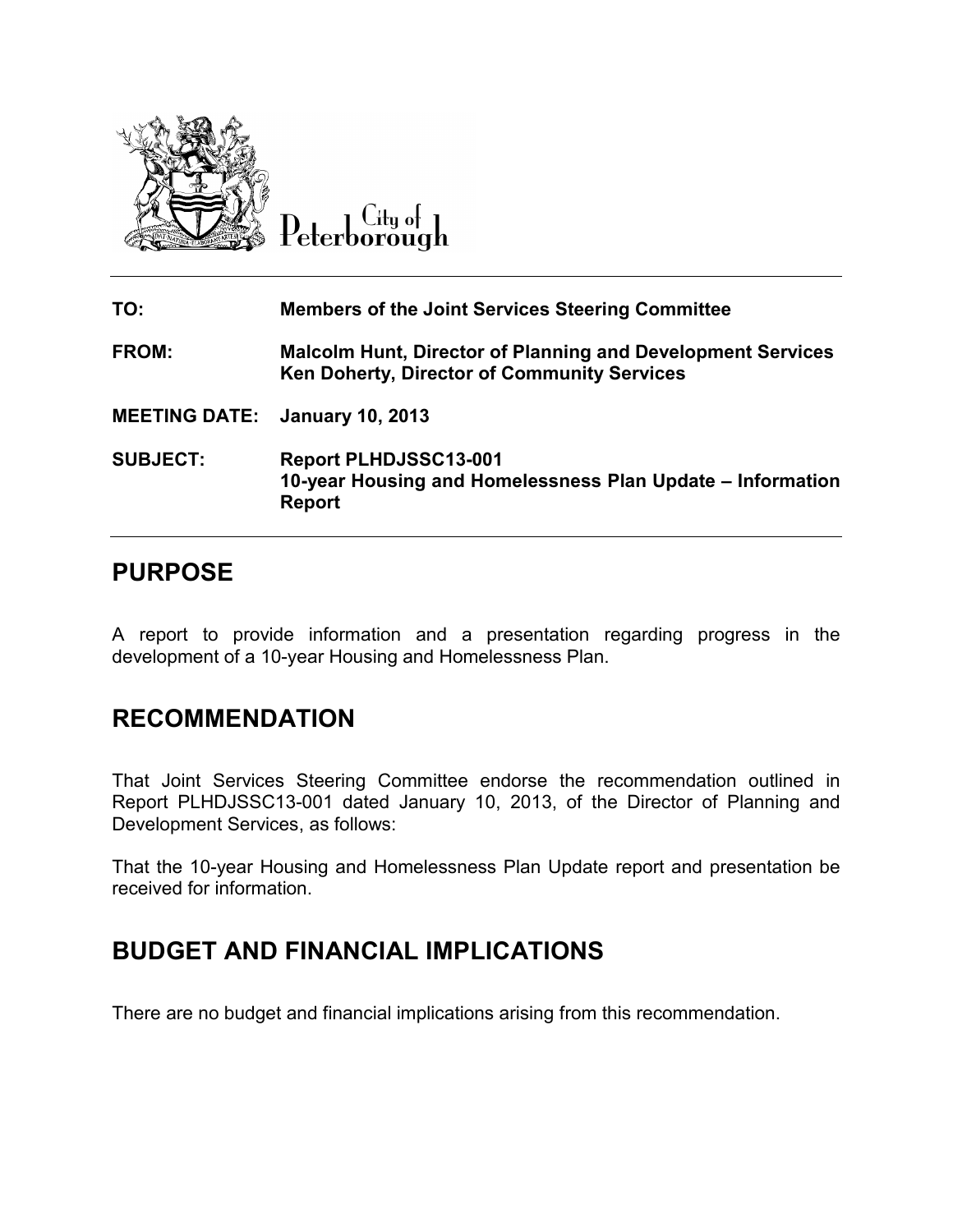City of Peterborough

| | |
|---|---|
| **TO:** | **Members of the Joint Services Steering Committee** |
| **FROM:** | **Malcolm Hunt, Director of Planning and Development Services**<br>**Ken Doherty, Director of Community Services** |
| **MEETING DATE:** | **January 10, 2013** |
| **SUBJECT:** | **Report PLHDJSSC13-001**<br>**10-year Housing and Homelessness Plan Update – Information Report** |

## PURPOSE

A report to provide information and a presentation regarding progress in the development of a 10-year Housing and Homelessness Plan.

## RECOMMENDATION

That Joint Services Steering Committee endorse the recommendation outlined in Report PLHDJSSC13-001 dated January 10, 2013, of the Director of Planning and Development Services, as follows:

That the 10-year Housing and Homelessness Plan Update report and presentation be received for information.

## BUDGET AND FINANCIAL IMPLICATIONS

There are no budget and financial implications arising from this recommendation.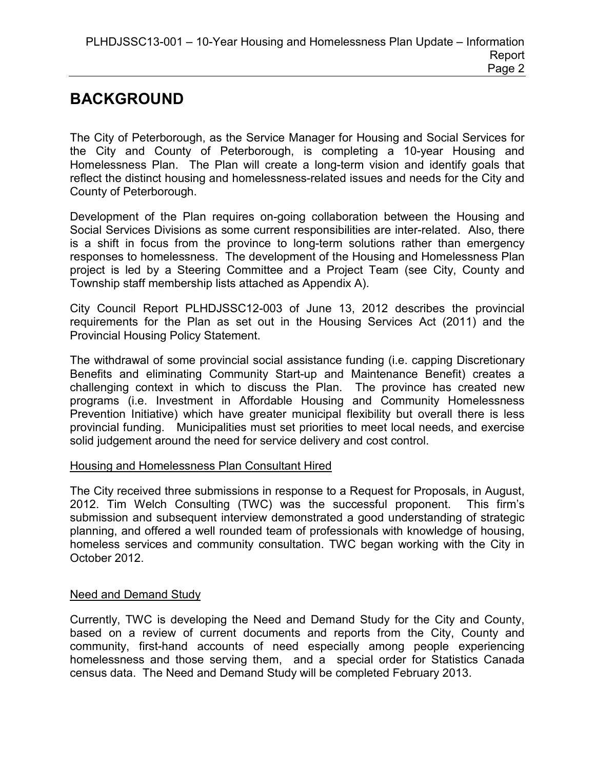# BACKGROUND

The City of Peterborough, as the Service Manager for Housing and Social Services for the City and County of Peterborough, is completing a 10-year Housing and Homelessness Plan. The Plan will create a long-term vision and identify goals that reflect the distinct housing and homelessness-related issues and needs for the City and County of Peterborough.

Development of the Plan requires on-going collaboration between the Housing and Social Services Divisions as some current responsibilities are inter-related. Also, there is a shift in focus from the province to long-term solutions rather than emergency responses to homelessness. The development of the Housing and Homelessness Plan project is led by a Steering Committee and a Project Team (see City, County and Township staff membership lists attached as Appendix A).

City Council Report PLHDJSSC12-003 of June 13, 2012 describes the provincial requirements for the Plan as set out in the Housing Services Act (2011) and the Provincial Housing Policy Statement.

The withdrawal of some provincial social assistance funding (i.e. capping Discretionary Benefits and eliminating Community Start-up and Maintenance Benefit) creates a challenging context in which to discuss the Plan. The province has created new programs (i.e. Investment in Affordable Housing and Community Homelessness Prevention Initiative) which have greater municipal flexibility but overall there is less provincial funding. Municipalities must set priorities to meet local needs, and exercise solid judgement around the need for service delivery and cost control.

## Housing and Homelessness Plan Consultant Hired

The City received three submissions in response to a Request for Proposals, in August, 2012. Tim Welch Consulting (TWC) was the successful proponent. This firm's submission and subsequent interview demonstrated a good understanding of strategic planning, and offered a well rounded team of professionals with knowledge of housing, homeless services and community consultation. TWC began working with the City in October 2012.

## Need and Demand Study

Currently, TWC is developing the Need and Demand Study for the City and County, based on a review of current documents and reports from the City, County and community, first-hand accounts of need especially among people experiencing homelessness and those serving them, and a special order for Statistics Canada census data. The Need and Demand Study will be completed February 2013.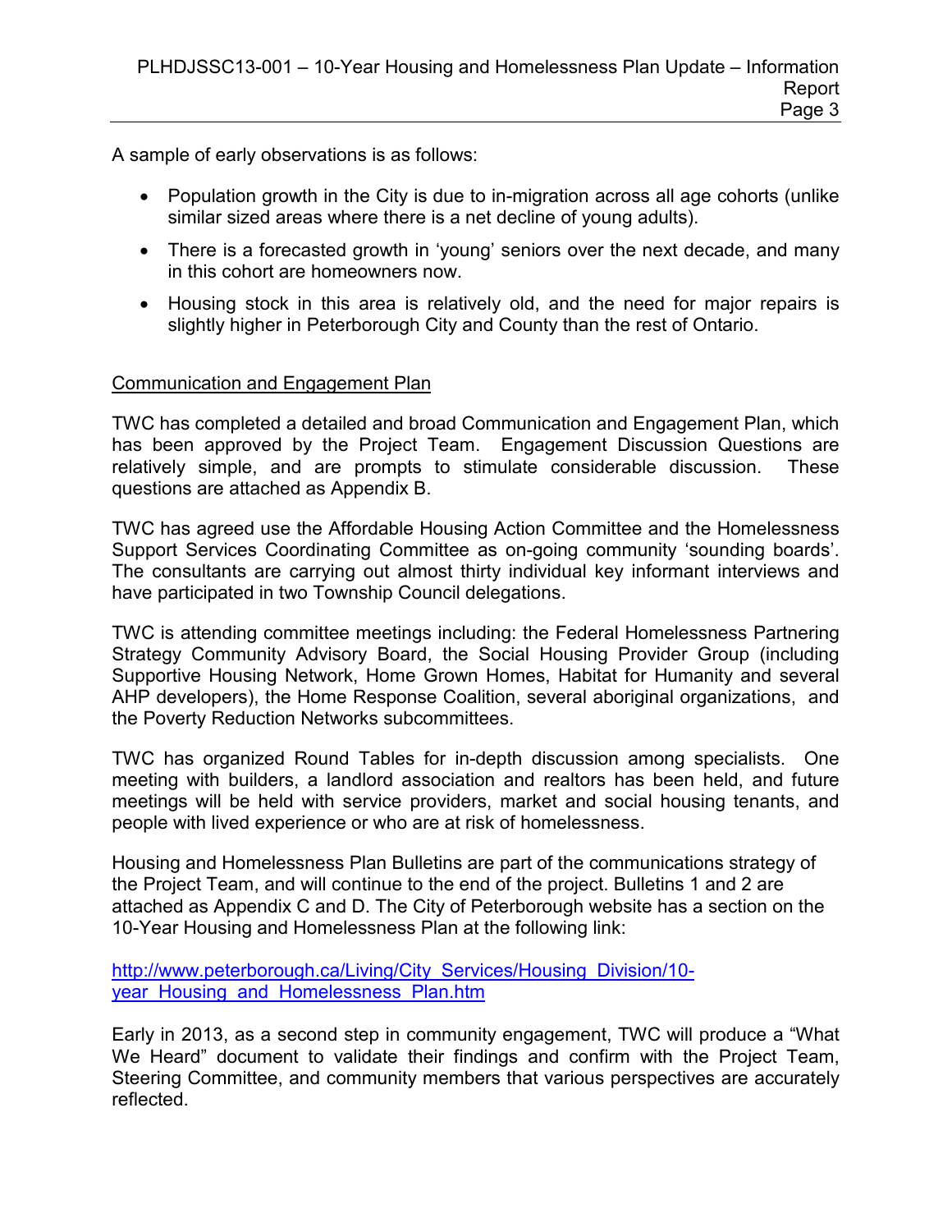A sample of early observations is as follows:

- Population growth in the City is due to in-migration across all age cohorts (unlike similar sized areas where there is a net decline of young adults).
- There is a forecasted growth in 'young' seniors over the next decade, and many in this cohort are homeowners now.
- Housing stock in this area is relatively old, and the need for major repairs is slightly higher in Peterborough City and County than the rest of Ontario.

Communication and Engagement Plan

TWC has completed a detailed and broad Communication and Engagement Plan, which has been approved by the Project Team. Engagement Discussion Questions are relatively simple, and are prompts to stimulate considerable discussion. These questions are attached as Appendix B.

TWC has agreed use the Affordable Housing Action Committee and the Homelessness Support Services Coordinating Committee as on-going community 'sounding boards'. The consultants are carrying out almost thirty individual key informant interviews and have participated in two Township Council delegations.

TWC is attending committee meetings including: the Federal Homelessness Partnering Strategy Community Advisory Board, the Social Housing Provider Group (including Supportive Housing Network, Home Grown Homes, Habitat for Humanity and several AHP developers), the Home Response Coalition, several aboriginal organizations, and the Poverty Reduction Networks subcommittees.

TWC has organized Round Tables for in-depth discussion among specialists. One meeting with builders, a landlord association and realtors has been held, and future meetings will be held with service providers, market and social housing tenants, and people with lived experience or who are at risk of homelessness.

Housing and Homelessness Plan Bulletins are part of the communications strategy of the Project Team, and will continue to the end of the project. Bulletins 1 and 2 are attached as Appendix C and D. The City of Peterborough website has a section on the 10-Year Housing and Homelessness Plan at the following link:

http://www.peterborough.ca/Living/City_Services/Housing_Division/10-year_Housing_and_Homelessness_Plan.htm

Early in 2013, as a second step in community engagement, TWC will produce a "What We Heard" document to validate their findings and confirm with the Project Team, Steering Committee, and community members that various perspectives are accurately reflected.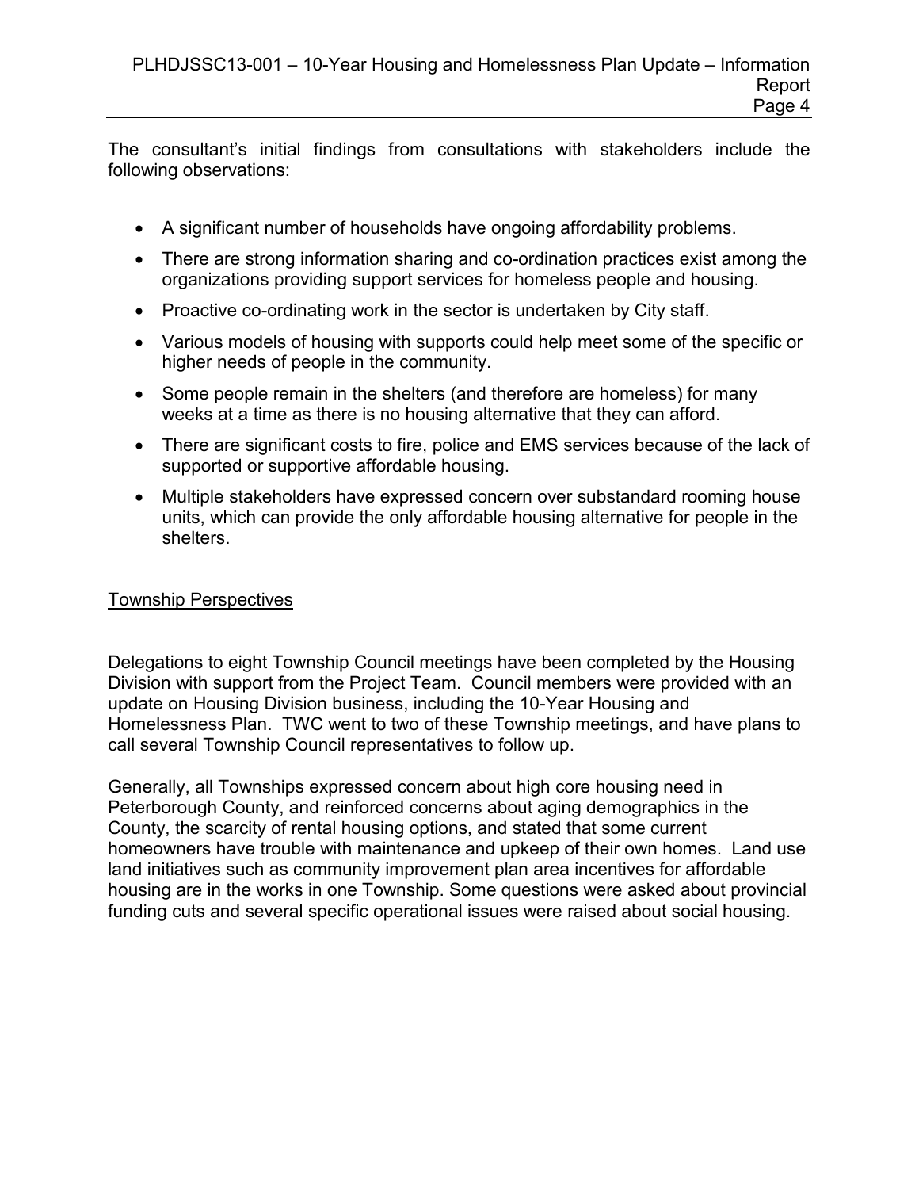The consultant's initial findings from consultations with stakeholders include the following observations:

- A significant number of households have ongoing affordability problems.
- There are strong information sharing and co-ordination practices exist among the organizations providing support services for homeless people and housing.
- Proactive co-ordinating work in the sector is undertaken by City staff.
- Various models of housing with supports could help meet some of the specific or higher needs of people in the community.
- Some people remain in the shelters (and therefore are homeless) for many weeks at a time as there is no housing alternative that they can afford.
- There are significant costs to fire, police and EMS services because of the lack of supported or supportive affordable housing.
- Multiple stakeholders have expressed concern over substandard rooming house units, which can provide the only affordable housing alternative for people in the shelters.

## Township Perspectives

Delegations to eight Township Council meetings have been completed by the Housing Division with support from the Project Team. Council members were provided with an update on Housing Division business, including the 10-Year Housing and Homelessness Plan. TWC went to two of these Township meetings, and have plans to call several Township Council representatives to follow up.

Generally, all Townships expressed concern about high core housing need in Peterborough County, and reinforced concerns about aging demographics in the County, the scarcity of rental housing options, and stated that some current homeowners have trouble with maintenance and upkeep of their own homes. Land use land initiatives such as community improvement plan area incentives for affordable housing are in the works in one Township. Some questions were asked about provincial funding cuts and several specific operational issues were raised about social housing.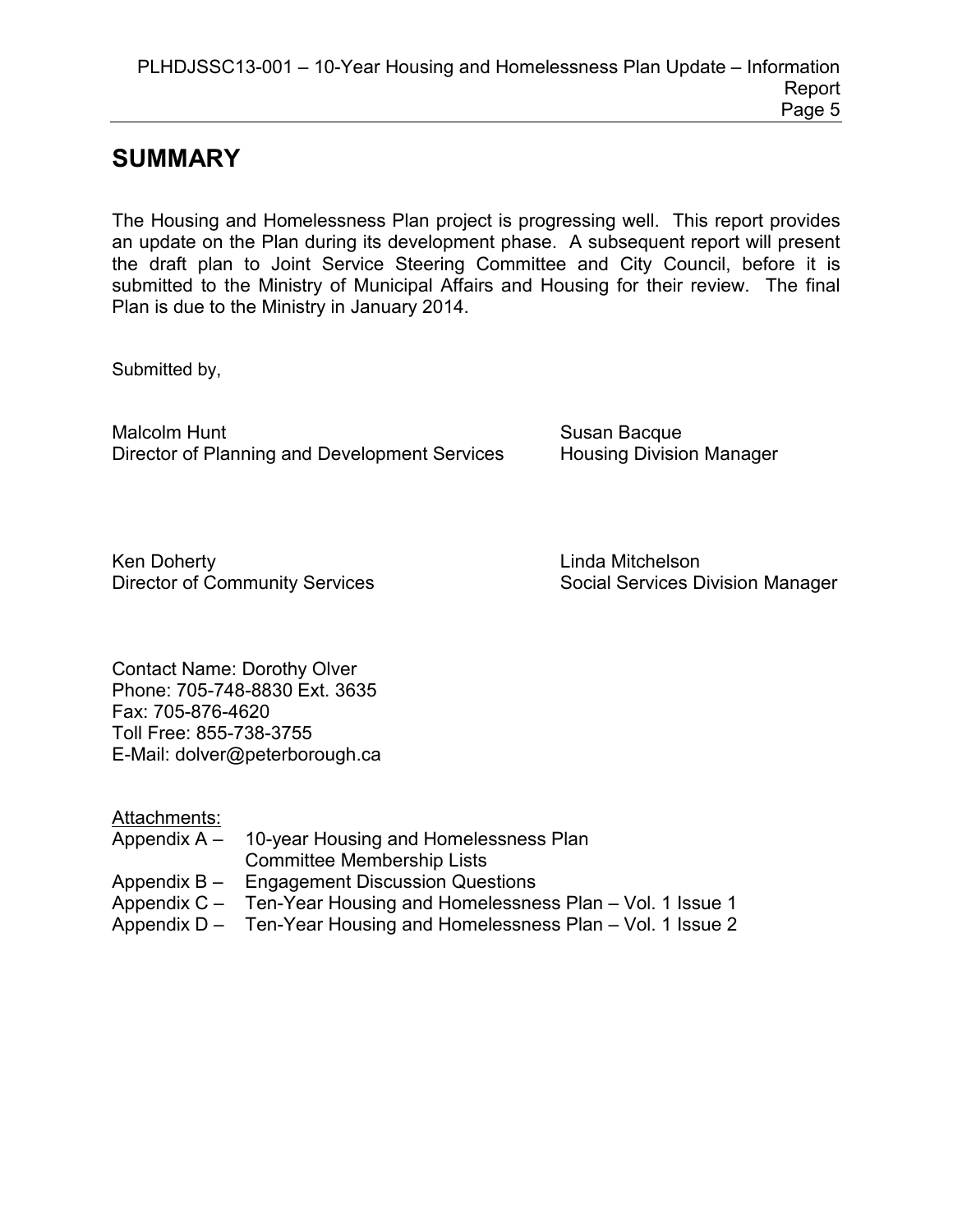## SUMMARY

The Housing and Homelessness Plan project is progressing well. This report provides an update on the Plan during its development phase. A subsequent report will present the draft plan to Joint Service Steering Committee and City Council, before it is submitted to the Ministry of Municipal Affairs and Housing for their review. The final Plan is due to the Ministry in January 2014.

Submitted by,

Malcolm Hunt
Director of Planning and Development Services

Susan Bacque
Housing Division Manager

Ken Doherty
Director of Community Services

Linda Mitchelson
Social Services Division Manager

Contact Name: Dorothy Olver
Phone: 705-748-8830 Ext. 3635
Fax: 705-876-4620
Toll Free: 855-738-3755
E-Mail: dolver@peterborough.ca

Attachments:

Appendix A – 10-year Housing and Homelessness Plan Committee Membership Lists
Appendix B – Engagement Discussion Questions
Appendix C – Ten-Year Housing and Homelessness Plan – Vol. 1 Issue 1
Appendix D – Ten-Year Housing and Homelessness Plan – Vol. 1 Issue 2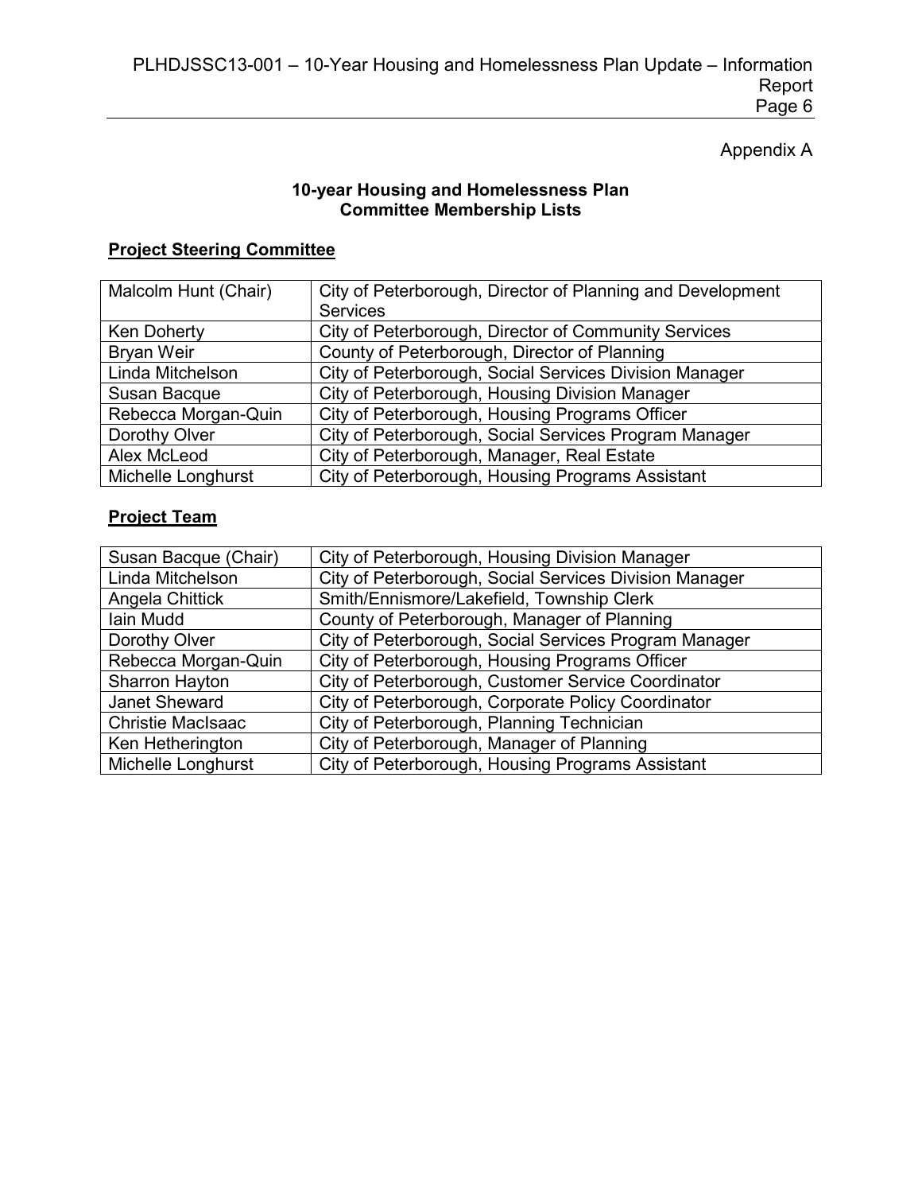Appendix A

**10-year Housing and Homelessness Plan Committee Membership Lists**

## Project Steering Committee

| | |
|---|---|
| Malcolm Hunt (Chair) | City of Peterborough, Director of Planning and Development Services |
| Ken Doherty | City of Peterborough, Director of Community Services |
| Bryan Weir | County of Peterborough, Director of Planning |
| Linda Mitchelson | City of Peterborough, Social Services Division Manager |
| Susan Bacque | City of Peterborough, Housing Division Manager |
| Rebecca Morgan-Quin | City of Peterborough, Housing Programs Officer |
| Dorothy Olver | City of Peterborough, Social Services Program Manager |
| Alex McLeod | City of Peterborough, Manager, Real Estate |
| Michelle Longhurst | City of Peterborough, Housing Programs Assistant |

## Project Team

| | |
|---|---|
| Susan Bacque (Chair) | City of Peterborough, Housing Division Manager |
| Linda Mitchelson | City of Peterborough, Social Services Division Manager |
| Angela Chittick | Smith/Ennismore/Lakefield, Township Clerk |
| Iain Mudd | County of Peterborough, Manager of Planning |
| Dorothy Olver | City of Peterborough, Social Services Program Manager |
| Rebecca Morgan-Quin | City of Peterborough, Housing Programs Officer |
| Sharron Hayton | City of Peterborough, Customer Service Coordinator |
| Janet Sheward | City of Peterborough, Corporate Policy Coordinator |
| Christie MacIsaac | City of Peterborough, Planning Technician |
| Ken Hetherington | City of Peterborough, Manager of Planning |
| Michelle Longhurst | City of Peterborough, Housing Programs Assistant |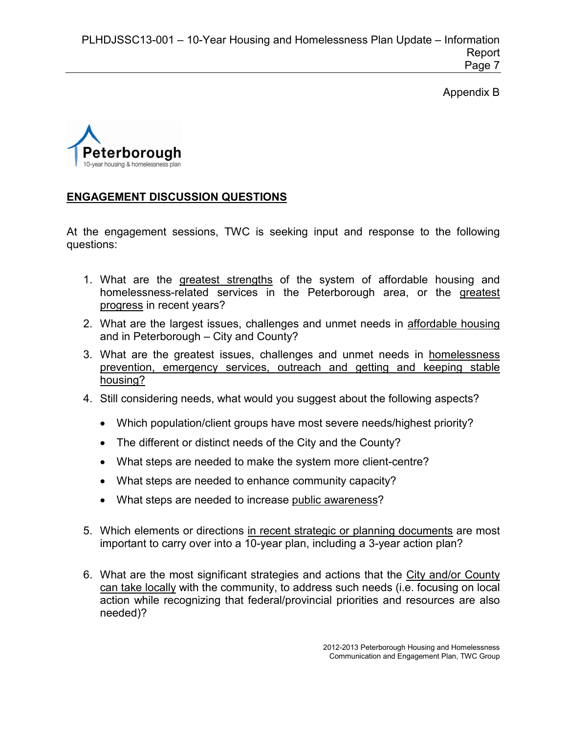Appendix B

Peterborough
10-year housing & homelessness plan

## ENGAGEMENT DISCUSSION QUESTIONS

At the engagement sessions, TWC is seeking input and response to the following questions:

1. What are the greatest strengths of the system of affordable housing and homelessness-related services in the Peterborough area, or the greatest progress in recent years?
2. What are the largest issues, challenges and unmet needs in affordable housing and in Peterborough – City and County?
3. What are the greatest issues, challenges and unmet needs in homelessness prevention, emergency services, outreach and getting and keeping stable housing?
4. Still considering needs, what would you suggest about the following aspects?
   - Which population/client groups have most severe needs/highest priority?
   - The different or distinct needs of the City and the County?
   - What steps are needed to make the system more client-centre?
   - What steps are needed to enhance community capacity?
   - What steps are needed to increase public awareness?
5. Which elements or directions in recent strategic or planning documents are most important to carry over into a 10-year plan, including a 3-year action plan?
6. What are the most significant strategies and actions that the City and/or County can take locally with the community, to address such needs (i.e. focusing on local action while recognizing that federal/provincial priorities and resources are also needed)?

2012-2013 Peterborough Housing and Homelessness Communication and Engagement Plan, TWC Group